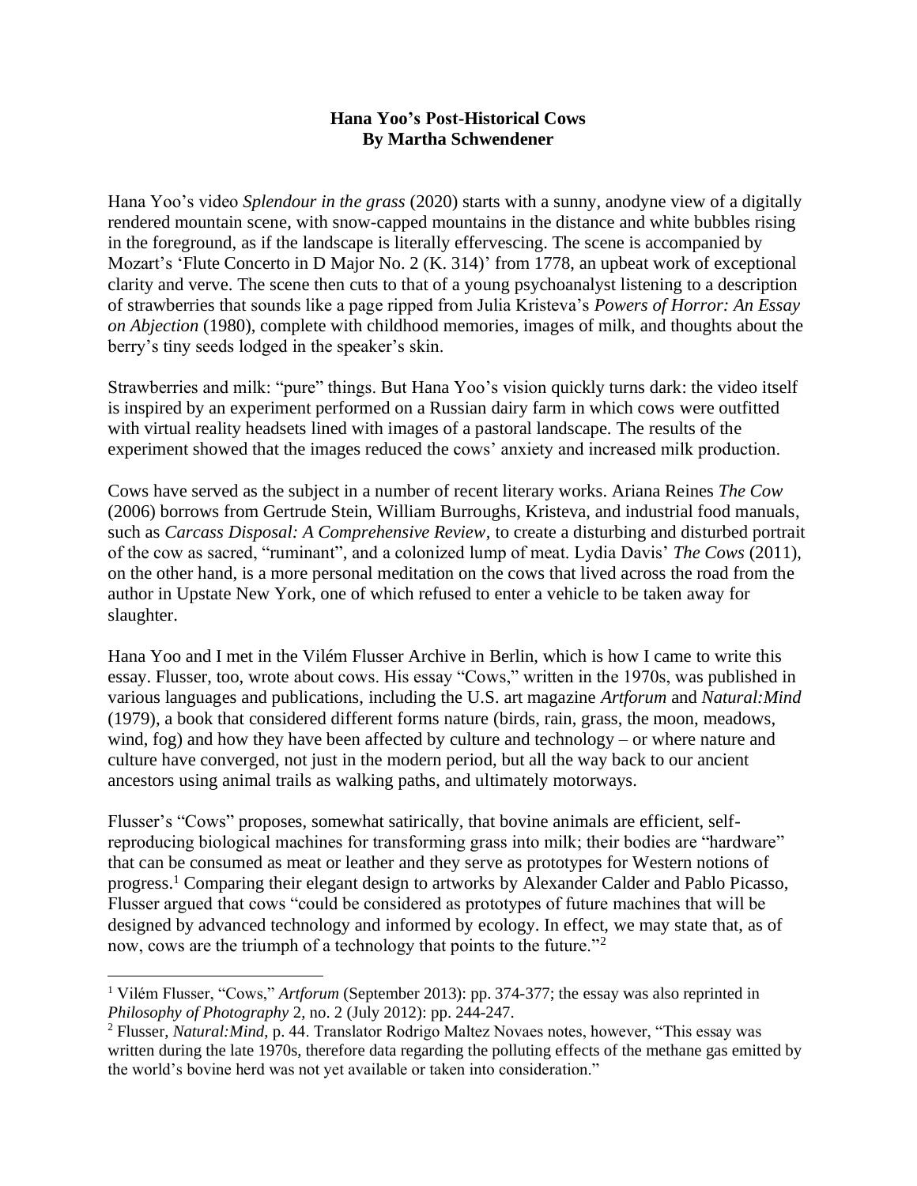**Hana Yoo's Post-Historical Cows**
**By Martha Schwendener**

Hana Yoo's video *Splendour in the grass* (2020) starts with a sunny, anodyne view of a digitally rendered mountain scene, with snow-capped mountains in the distance and white bubbles rising in the foreground, as if the landscape is literally effervescing. The scene is accompanied by Mozart's 'Flute Concerto in D Major No. 2 (K. 314)' from 1778, an upbeat work of exceptional clarity and verve. The scene then cuts to that of a young psychoanalyst listening to a description of strawberries that sounds like a page ripped from Julia Kristeva's *Powers of Horror: An Essay on Abjection* (1980), complete with childhood memories, images of milk, and thoughts about the berry's tiny seeds lodged in the speaker's skin.

Strawberries and milk: "pure" things. But Hana Yoo's vision quickly turns dark: the video itself is inspired by an experiment performed on a Russian dairy farm in which cows were outfitted with virtual reality headsets lined with images of a pastoral landscape. The results of the experiment showed that the images reduced the cows' anxiety and increased milk production.

Cows have served as the subject in a number of recent literary works. Ariana Reines *The Cow* (2006) borrows from Gertrude Stein, William Burroughs, Kristeva, and industrial food manuals, such as *Carcass Disposal: A Comprehensive Review*, to create a disturbing and disturbed portrait of the cow as sacred, "ruminant", and a colonized lump of meat. Lydia Davis' *The Cows* (2011), on the other hand, is a more personal meditation on the cows that lived across the road from the author in Upstate New York, one of which refused to enter a vehicle to be taken away for slaughter.

Hana Yoo and I met in the Vilém Flusser Archive in Berlin, which is how I came to write this essay. Flusser, too, wrote about cows. His essay "Cows," written in the 1970s, was published in various languages and publications, including the U.S. art magazine *Artforum* and *Natural:Mind* (1979), a book that considered different forms nature (birds, rain, grass, the moon, meadows, wind, fog) and how they have been affected by culture and technology – or where nature and culture have converged, not just in the modern period, but all the way back to our ancient ancestors using animal trails as walking paths, and ultimately motorways.

Flusser's "Cows" proposes, somewhat satirically, that bovine animals are efficient, self-reproducing biological machines for transforming grass into milk; their bodies are "hardware" that can be consumed as meat or leather and they serve as prototypes for Western notions of progress.[1] Comparing their elegant design to artworks by Alexander Calder and Pablo Picasso, Flusser argued that cows "could be considered as prototypes of future machines that will be designed by advanced technology and informed by ecology. In effect, we may state that, as of now, cows are the triumph of a technology that points to the future."[2]

---

[1] Vilém Flusser, "Cows," *Artforum* (September 2013): pp. 374-377; the essay was also reprinted in *Philosophy of Photography* 2, no. 2 (July 2012): pp. 244-247.

[2] Flusser, *Natural:Mind*, p. 44. Translator Rodrigo Maltez Novaes notes, however, "This essay was written during the late 1970s, therefore data regarding the polluting effects of the methane gas emitted by the world's bovine herd was not yet available or taken into consideration."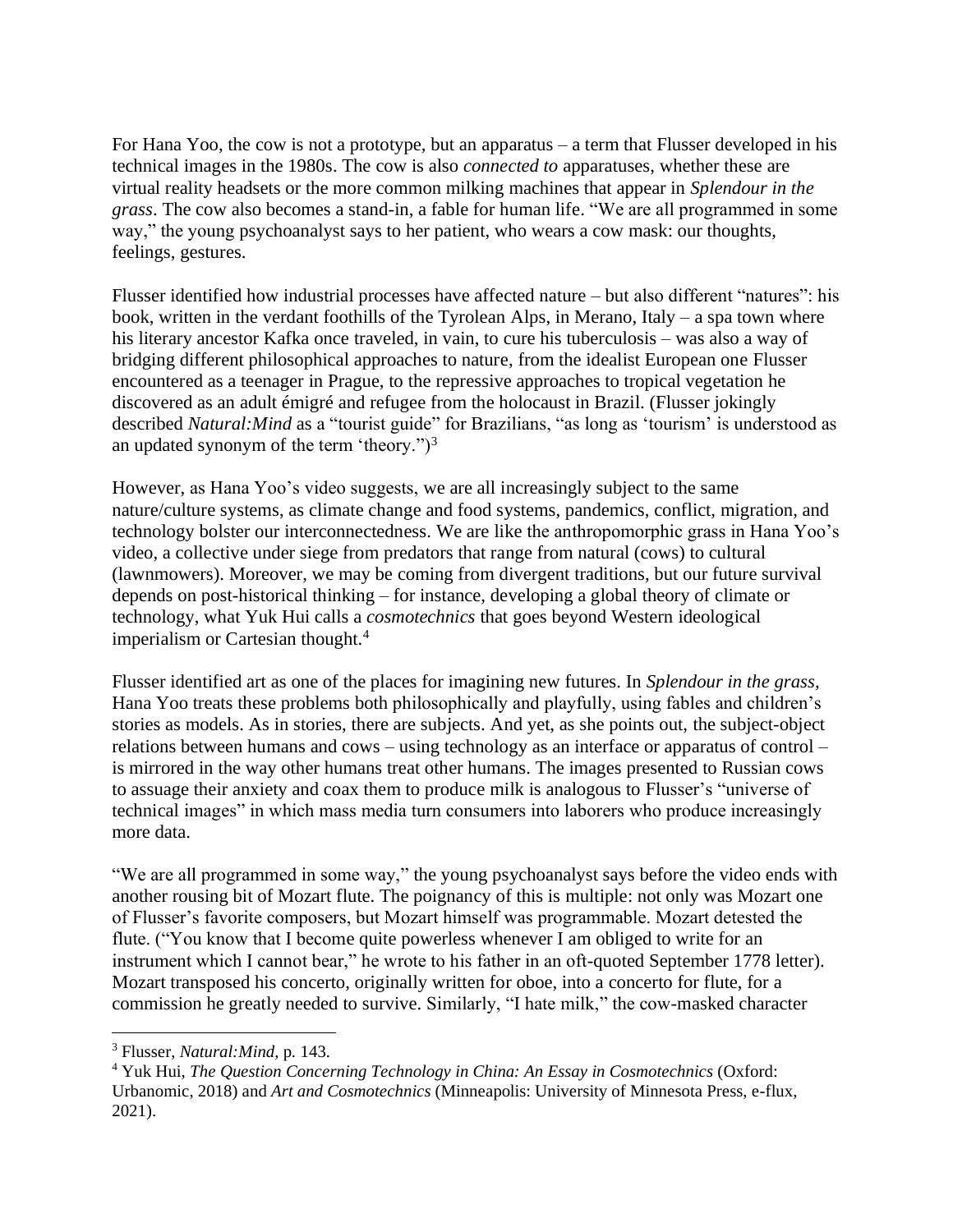For Hana Yoo, the cow is not a prototype, but an apparatus – a term that Flusser developed in his technical images in the 1980s. The cow is also *connected to* apparatuses, whether these are virtual reality headsets or the more common milking machines that appear in *Splendour in the grass*. The cow also becomes a stand-in, a fable for human life. "We are all programmed in some way," the young psychoanalyst says to her patient, who wears a cow mask: our thoughts, feelings, gestures.

Flusser identified how industrial processes have affected nature – but also different "natures": his book, written in the verdant foothills of the Tyrolean Alps, in Merano, Italy – a spa town where his literary ancestor Kafka once traveled, in vain, to cure his tuberculosis – was also a way of bridging different philosophical approaches to nature, from the idealist European one Flusser encountered as a teenager in Prague, to the repressive approaches to tropical vegetation he discovered as an adult émigré and refugee from the holocaust in Brazil. (Flusser jokingly described *Natural:Mind* as a "tourist guide" for Brazilians, "as long as 'tourism' is understood as an updated synonym of the term 'theory.'")[3]

However, as Hana Yoo's video suggests, we are all increasingly subject to the same nature/culture systems, as climate change and food systems, pandemics, conflict, migration, and technology bolster our interconnectedness. We are like the anthropomorphic grass in Hana Yoo's video, a collective under siege from predators that range from natural (cows) to cultural (lawnmowers). Moreover, we may be coming from divergent traditions, but our future survival depends on post-historical thinking – for instance, developing a global theory of climate or technology, what Yuk Hui calls a *cosmotechnics* that goes beyond Western ideological imperialism or Cartesian thought.[4]

Flusser identified art as one of the places for imagining new futures. In *Splendour in the grass*, Hana Yoo treats these problems both philosophically and playfully, using fables and children's stories as models. As in stories, there are subjects. And yet, as she points out, the subject-object relations between humans and cows – using technology as an interface or apparatus of control – is mirrored in the way other humans treat other humans. The images presented to Russian cows to assuage their anxiety and coax them to produce milk is analogous to Flusser's "universe of technical images" in which mass media turn consumers into laborers who produce increasingly more data.

"We are all programmed in some way," the young psychoanalyst says before the video ends with another rousing bit of Mozart flute. The poignancy of this is multiple: not only was Mozart one of Flusser's favorite composers, but Mozart himself was programmable. Mozart detested the flute. ("You know that I become quite powerless whenever I am obliged to write for an instrument which I cannot bear," he wrote to his father in an oft-quoted September 1778 letter). Mozart transposed his concerto, originally written for oboe, into a concerto for flute, for a commission he greatly needed to survive. Similarly, "I hate milk," the cow-masked character

---

[3] Flusser, *Natural:Mind*, p. 143.

[4] Yuk Hui, *The Question Concerning Technology in China: An Essay in Cosmotechnics* (Oxford: Urbanomic, 2018) and *Art and Cosmotechnics* (Minneapolis: University of Minnesota Press, e-flux, 2021).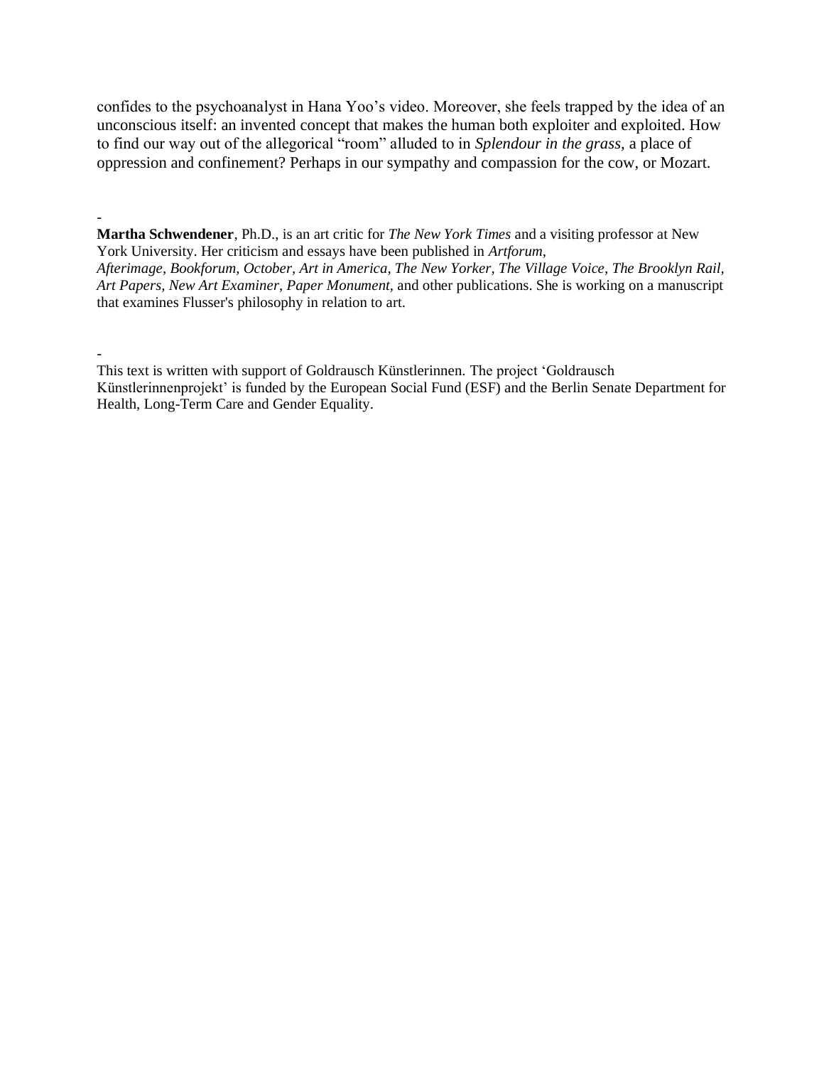confides to the psychoanalyst in Hana Yoo's video. Moreover, she feels trapped by the idea of an unconscious itself: an invented concept that makes the human both exploiter and exploited. How to find our way out of the allegorical "room" alluded to in *Splendour in the grass*, a place of oppression and confinement? Perhaps in our sympathy and compassion for the cow, or Mozart.

-

**Martha Schwendener**, Ph.D., is an art critic for *The New York Times* and a visiting professor at New York University. Her criticism and essays have been published in *Artforum, Afterimage, Bookforum, October, Art in America, The New Yorker, The Village Voice, The Brooklyn Rail, Art Papers, New Art Examiner, Paper Monument,* and other publications. She is working on a manuscript that examines Flusser's philosophy in relation to art.

-

This text is written with support of Goldrausch Künstlerinnen. The project 'Goldrausch Künstlerinnenprojekt' is funded by the European Social Fund (ESF) and the Berlin Senate Department for Health, Long-Term Care and Gender Equality.